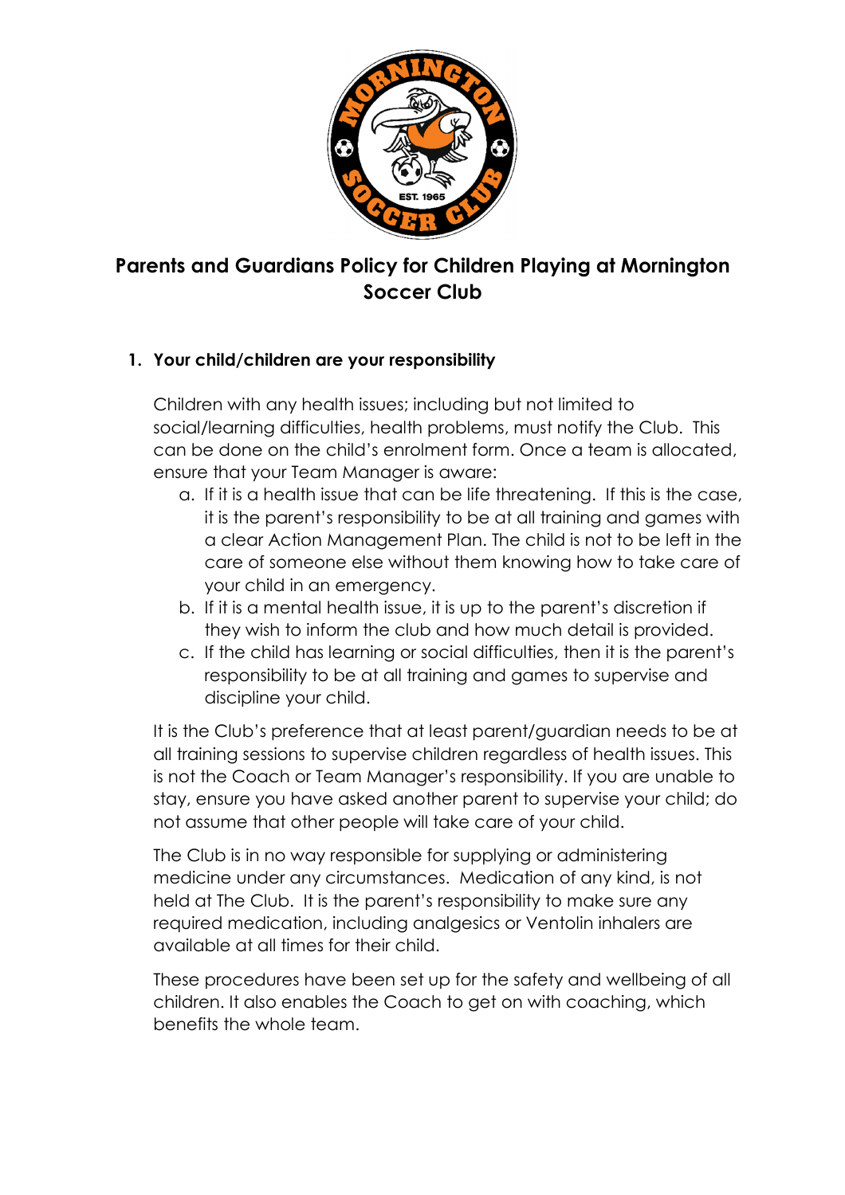# Parents and Guardians Policy for Children Playing at Mornington Soccer Club

1. **Your child/children are your responsibility**

   Children with any health issues; including but not limited to social/learning difficulties, health problems, must notify the Club. This can be done on the child's enrolment form. Once a team is allocated, ensure that your Team Manager is aware:

   a. If it is a health issue that can be life threatening. If this is the case, it is the parent's responsibility to be at all training and games with a clear Action Management Plan. The child is not to be left in the care of someone else without them knowing how to take care of your child in an emergency.
   b. If it is a mental health issue, it is up to the parent's discretion if they wish to inform the club and how much detail is provided.
   c. If the child has learning or social difficulties, then it is the parent's responsibility to be at all training and games to supervise and discipline your child.

   It is the Club's preference that at least parent/guardian needs to be at all training sessions to supervise children regardless of health issues. This is not the Coach or Team Manager's responsibility. If you are unable to stay, ensure you have asked another parent to supervise your child; do not assume that other people will take care of your child.

   The Club is in no way responsible for supplying or administering medicine under any circumstances. Medication of any kind, is not held at The Club. It is the parent's responsibility to make sure any required medication, including analgesics or Ventolin inhalers are available at all times for their child.

   These procedures have been set up for the safety and wellbeing of all children. It also enables the Coach to get on with coaching, which benefits the whole team.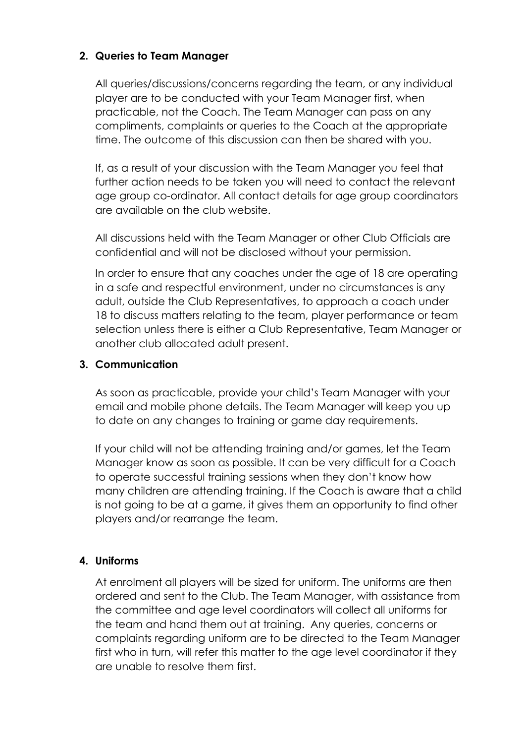## 2. Queries to Team Manager

All queries/discussions/concerns regarding the team, or any individual player are to be conducted with your Team Manager first, when practicable, not the Coach. The Team Manager can pass on any compliments, complaints or queries to the Coach at the appropriate time. The outcome of this discussion can then be shared with you.

If, as a result of your discussion with the Team Manager you feel that further action needs to be taken you will need to contact the relevant age group co-ordinator. All contact details for age group coordinators are available on the club website.

All discussions held with the Team Manager or other Club Officials are confidential and will not be disclosed without your permission.

In order to ensure that any coaches under the age of 18 are operating in a safe and respectful environment, under no circumstances is any adult, outside the Club Representatives, to approach a coach under 18 to discuss matters relating to the team, player performance or team selection unless there is either a Club Representative, Team Manager or another club allocated adult present.

## 3. Communication

As soon as practicable, provide your child's Team Manager with your email and mobile phone details. The Team Manager will keep you up to date on any changes to training or game day requirements.

If your child will not be attending training and/or games, let the Team Manager know as soon as possible. It can be very difficult for a Coach to operate successful training sessions when they don't know how many children are attending training. If the Coach is aware that a child is not going to be at a game, it gives them an opportunity to find other players and/or rearrange the team.

## 4. Uniforms

At enrolment all players will be sized for uniform. The uniforms are then ordered and sent to the Club. The Team Manager, with assistance from the committee and age level coordinators will collect all uniforms for the team and hand them out at training. Any queries, concerns or complaints regarding uniform are to be directed to the Team Manager first who in turn, will refer this matter to the age level coordinator if they are unable to resolve them first.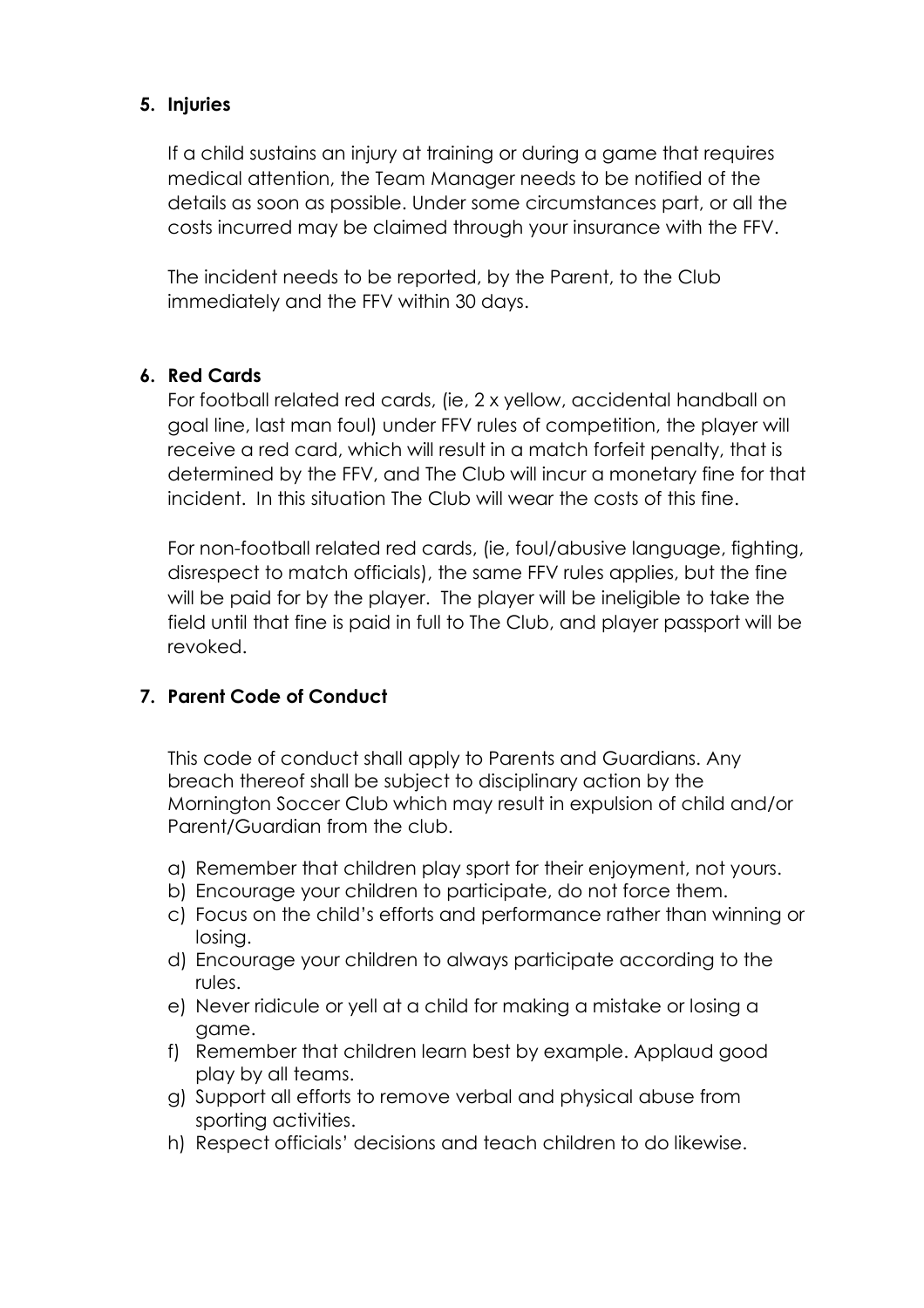## 5. Injuries

If a child sustains an injury at training or during a game that requires medical attention, the Team Manager needs to be notified of the details as soon as possible. Under some circumstances part, or all the costs incurred may be claimed through your insurance with the FFV.

The incident needs to be reported, by the Parent, to the Club immediately and the FFV within 30 days.

## 6. Red Cards

For football related red cards, (ie, 2 x yellow, accidental handball on goal line, last man foul) under FFV rules of competition, the player will receive a red card, which will result in a match forfeit penalty, that is determined by the FFV, and The Club will incur a monetary fine for that incident. In this situation The Club will wear the costs of this fine.

For non-football related red cards, (ie, foul/abusive language, fighting, disrespect to match officials), the same FFV rules applies, but the fine will be paid for by the player. The player will be ineligible to take the field until that fine is paid in full to The Club, and player passport will be revoked.

## 7. Parent Code of Conduct

This code of conduct shall apply to Parents and Guardians. Any breach thereof shall be subject to disciplinary action by the Mornington Soccer Club which may result in expulsion of child and/or Parent/Guardian from the club.

a) Remember that children play sport for their enjoyment, not yours.
b) Encourage your children to participate, do not force them.
c) Focus on the child's efforts and performance rather than winning or losing.
d) Encourage your children to always participate according to the rules.
e) Never ridicule or yell at a child for making a mistake or losing a game.
f) Remember that children learn best by example. Applaud good play by all teams.
g) Support all efforts to remove verbal and physical abuse from sporting activities.
h) Respect officials' decisions and teach children to do likewise.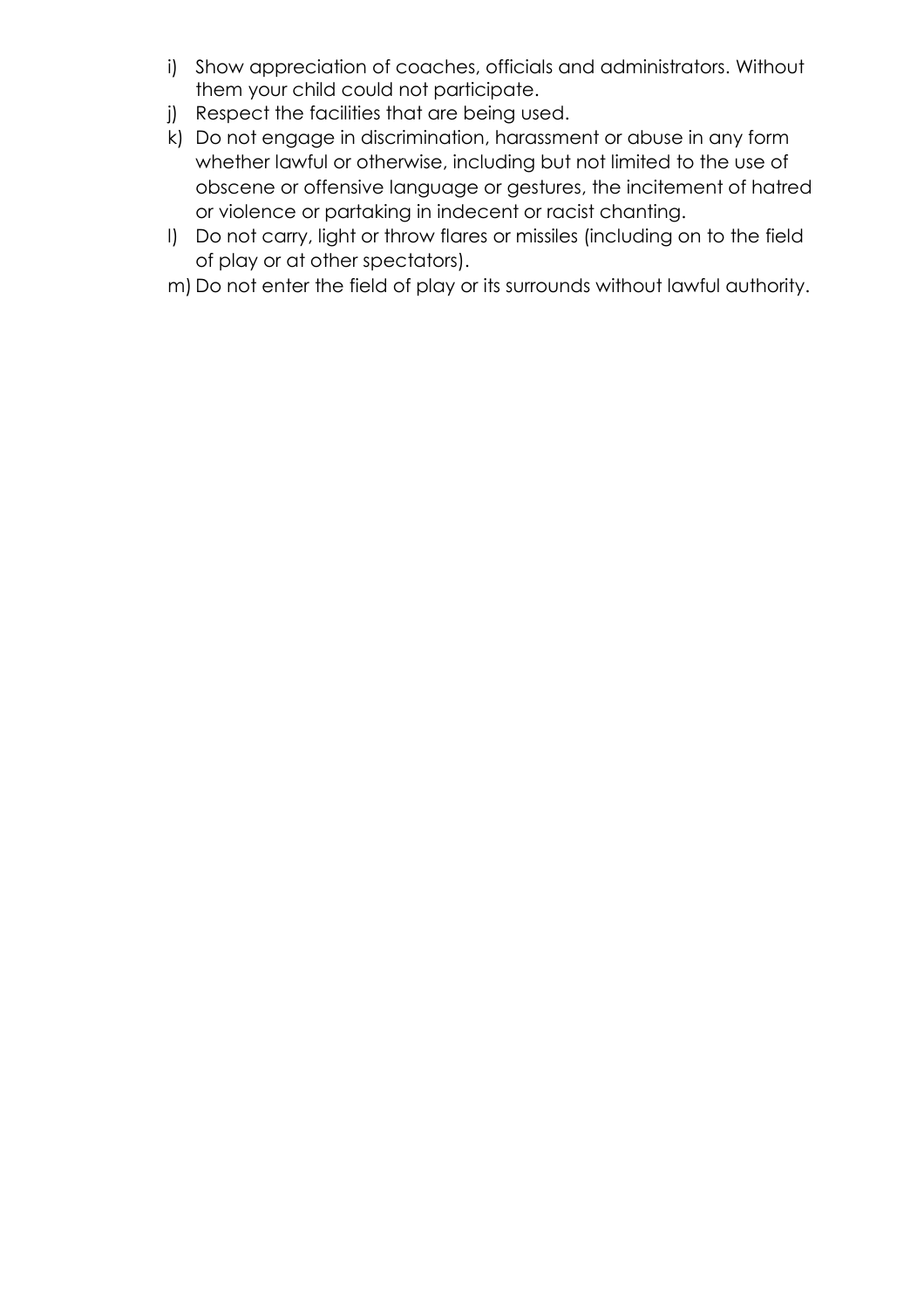i) Show appreciation of coaches, officials and administrators. Without them your child could not participate.
j) Respect the facilities that are being used.
k) Do not engage in discrimination, harassment or abuse in any form whether lawful or otherwise, including but not limited to the use of obscene or offensive language or gestures, the incitement of hatred or violence or partaking in indecent or racist chanting.
l) Do not carry, light or throw flares or missiles (including on to the field of play or at other spectators).
m) Do not enter the field of play or its surrounds without lawful authority.